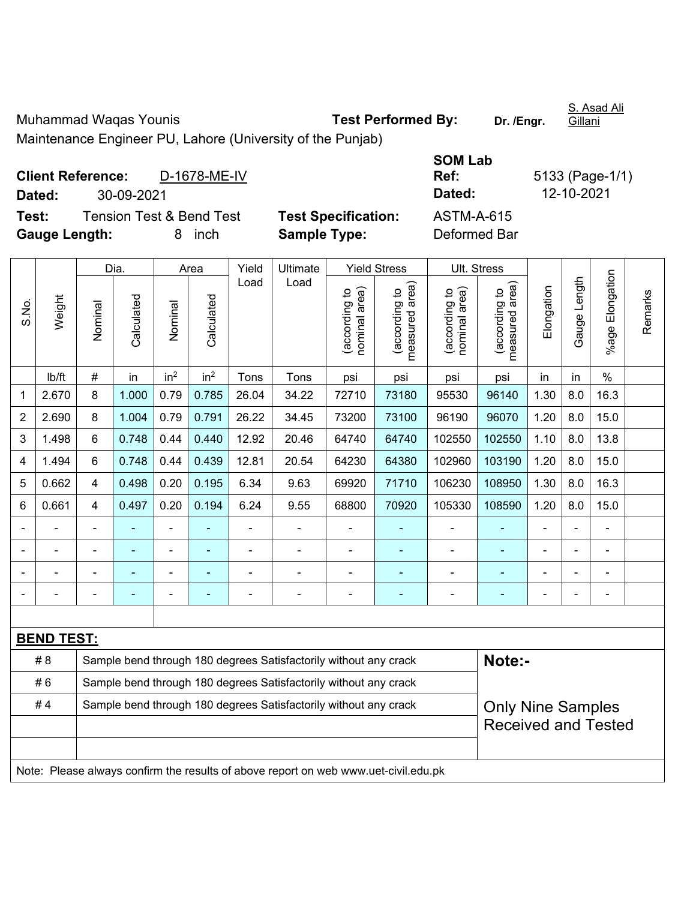Muhammad Waqas Younis

Maintenance Engineer PU, Lahore (University of the Punjab)

**Test Performed By:** **Dr. /Engr.** S. Asad Ali Gillani

**Client Reference:** D-1678-ME-IV

**Dated:** 30-09-2021

**SOM Lab Ref:** 5133 (Page-1/1)

**Dated:** 12-10-2021

**Test:** Tension Test & Bend Test

**Test Specification:** ASTM-A-615

**Gauge Length:** 8 inch

**Sample Type:** Deformed Bar

| S.No. | Weight | Dia. | | Area | | Yield Load | Ultimate Load | Yield Stress | | Ult. Stress | | Elongation | Gauge Length | %age Elongation | Remarks |
|---|---|---|---|---|---|---|---|---|---|---|---|---|---|---|---|
| | | Nominal | Calculated | Nominal | Calculated | | | (according to nominal area) | (according to measured area) | (according to nominal area) | (according to measured area) | | | | |
| | lb/ft | # | in | $in^2$ | $in^2$ | Tons | Tons | psi | psi | psi | psi | in | in | % | |
| 1 | 2.670 | 8 | 1.000 | 0.79 | 0.785 | 26.04 | 34.22 | 72710 | 73180 | 95530 | 96140 | 1.30 | 8.0 | 16.3 | |
| 2 | 2.690 | 8 | 1.004 | 0.79 | 0.791 | 26.22 | 34.45 | 73200 | 73100 | 96190 | 96070 | 1.20 | 8.0 | 15.0 | |
| 3 | 1.498 | 6 | 0.748 | 0.44 | 0.440 | 12.92 | 20.46 | 64740 | 64740 | 102550 | 102550 | 1.10 | 8.0 | 13.8 | |
| 4 | 1.494 | 6 | 0.748 | 0.44 | 0.439 | 12.81 | 20.54 | 64230 | 64380 | 102960 | 103190 | 1.20 | 8.0 | 15.0 | |
| 5 | 0.662 | 4 | 0.498 | 0.20 | 0.195 | 6.34 | 9.63 | 69920 | 71710 | 106230 | 108950 | 1.30 | 8.0 | 16.3 | |
| 6 | 0.661 | 4 | 0.497 | 0.20 | 0.194 | 6.24 | 9.55 | 68800 | 70920 | 105330 | 108590 | 1.20 | 8.0 | 15.0 | |
| - | - | - | - | - | - | - | - | - | - | - | - | - | - | - | |
| - | - | - | - | - | - | - | - | - | - | - | - | - | - | - | |
| - | - | - | - | - | - | - | - | - | - | - | - | - | - | - | |
| - | - | - | - | - | - | - | - | - | - | - | - | - | - | - | |

**BEND TEST:**

| | | |
|---|---|---|
| # 8 | Sample bend through 180 degrees Satisfactorily without any crack | **Note:-** |
| # 6 | Sample bend through 180 degrees Satisfactorily without any crack | |
| # 4 | Sample bend through 180 degrees Satisfactorily without any crack | Only Nine Samples Received and Tested |

Note: Please always confirm the results of above report on web www.uet-civil.edu.pk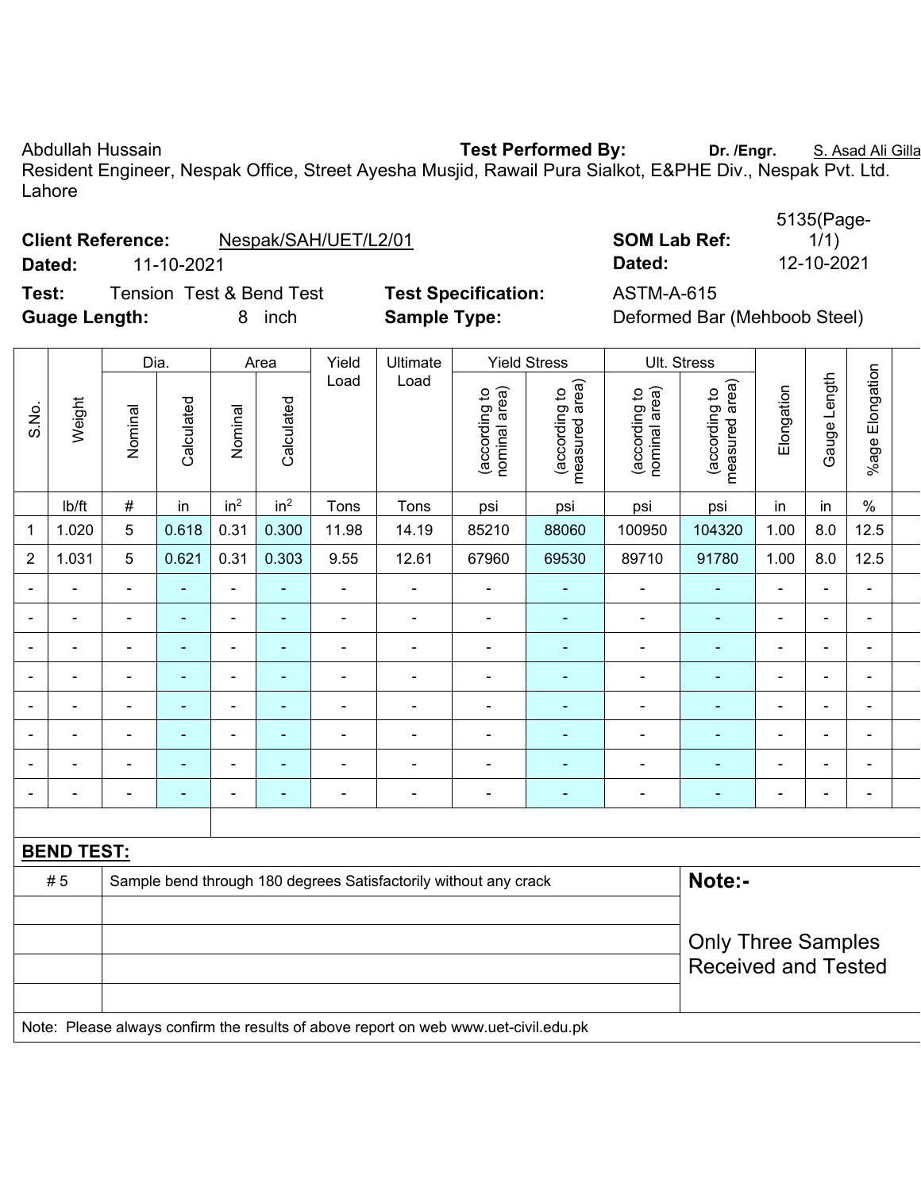Abdullah Hussain **Test Performed By:** **Dr. /Engr.** S. Asad Ali Gilla

Resident Engineer, Nespak Office, Street Ayesha Musjid, Rawail Pura Sialkot, E&PHE Div., Nespak Pvt. Ltd. Lahore

**Client Reference:** Nespak/SAH/UET/L2/01 **SOM Lab Ref:** 5135(Page-1/1)

**Dated:** 11-10-2021 **Dated:** 12-10-2021

**Test:** Tension Test & Bend Test **Test Specification:** ASTM-A-615

**Guage Length:** 8 inch **Sample Type:** Deformed Bar (Mehboob Steel)

| S.No. | Weight | Dia. | | Area | | Yield Load | Ultimate Load | Yield Stress | | Ult. Stress | | Elongation | Gauge Length | %age Elongation |
|---|---|---|---|---|---|---|---|---|---|---|---|---|---|---|
| | | Nominal | Calculated | Nominal | Calculated | | | (according to nominal area) | (according to measured area) | (according to nominal area) | (according to measured area) | | | |
| | lb/ft | # | in | $in^2$ | $in^2$ | Tons | Tons | psi | psi | psi | psi | in | in | % |
| 1 | 1.020 | 5 | 0.618 | 0.31 | 0.300 | 11.98 | 14.19 | 85210 | 88060 | 100950 | 104320 | 1.00 | 8.0 | 12.5 |
| 2 | 1.031 | 5 | 0.621 | 0.31 | 0.303 | 9.55 | 12.61 | 67960 | 69530 | 89710 | 91780 | 1.00 | 8.0 | 12.5 |
| - | - | - | - | - | - | - | - | - | - | - | - | - | - | - |
| - | - | - | - | - | - | - | - | - | - | - | - | - | - | - |
| - | - | - | - | - | - | - | - | - | - | - | - | - | - | - |
| - | - | - | - | - | - | - | - | - | - | - | - | - | - | - |
| - | - | - | - | - | - | - | - | - | - | - | - | - | - | - |
| - | - | - | - | - | - | - | - | - | - | - | - | - | - | - |
| - | - | - | - | - | - | - | - | - | - | - | - | - | - | - |
| - | - | - | - | - | - | - | - | - | - | - | - | - | - | - |

**BEND TEST:**

| | |
|---|---|
| # 5 | Sample bend through 180 degrees Satisfactorily without any crack |

**Note:-**

Only Three Samples Received and Tested

Note: Please always confirm the results of above report on web www.uet-civil.edu.pk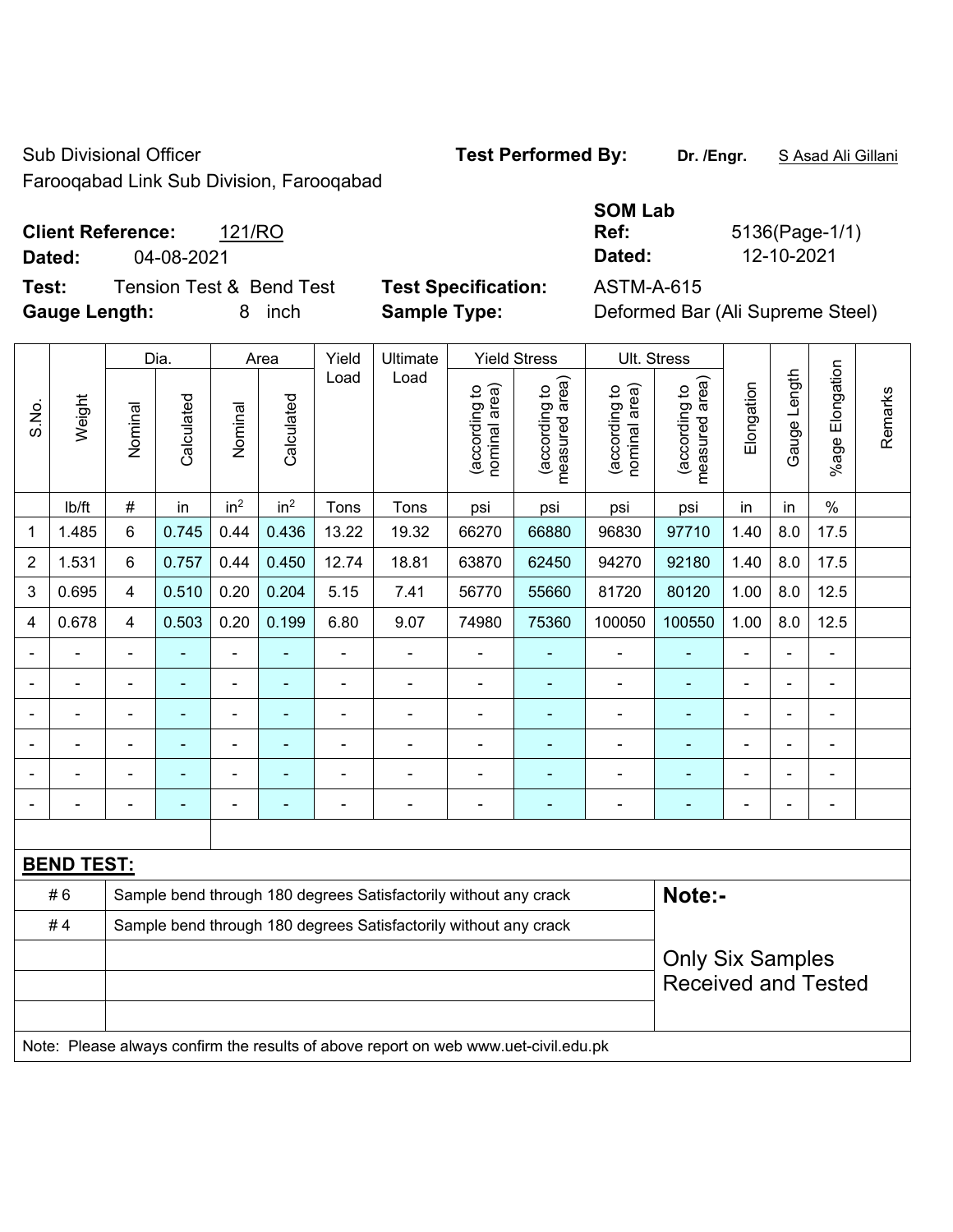Sub Divisional Officer

Farooqabad Link Sub Division, Farooqabad

**Test Performed By:** **Dr. /Engr.** S Asad Ali Gillani

**SOM Lab**

**Client Reference:** 121/RO

**Ref:** 5136(Page-1/1)

**Dated:** 04-08-2021

**Dated:** 12-10-2021

**Test:** Tension Test & Bend Test

**Test Specification:** ASTM-A-615

**Gauge Length:** 8 inch

**Sample Type:** Deformed Bar (Ali Supreme Steel)

| S.No. | Weight | Dia. | | Area | | Yield Load | Ultimate Load | Yield Stress | | Ult. Stress | | Elongation | Gauge Length | %age Elongation | Remarks |
|---|---|---|---|---|---|---|---|---|---|---|---|---|---|---|---|
| | | Nominal | Calculated | Nominal | Calculated | | | (according to nominal area) | (according to measured area) | (according to nominal area) | (according to measured area) | | | | |
| | lb/ft | # | in | in$^2$ | in$^2$ | Tons | Tons | psi | psi | psi | psi | in | in | % | |
| 1 | 1.485 | 6 | 0.745 | 0.44 | 0.436 | 13.22 | 19.32 | 66270 | 66880 | 96830 | 97710 | 1.40 | 8.0 | 17.5 | |
| 2 | 1.531 | 6 | 0.757 | 0.44 | 0.450 | 12.74 | 18.81 | 63870 | 62450 | 94270 | 92180 | 1.40 | 8.0 | 17.5 | |
| 3 | 0.695 | 4 | 0.510 | 0.20 | 0.204 | 5.15 | 7.41 | 56770 | 55660 | 81720 | 80120 | 1.00 | 8.0 | 12.5 | |
| 4 | 0.678 | 4 | 0.503 | 0.20 | 0.199 | 6.80 | 9.07 | 74980 | 75360 | 100050 | 100550 | 1.00 | 8.0 | 12.5 | |
| - | - | - | - | - | - | - | - | - | - | - | - | - | - | - | |
| - | - | - | - | - | - | - | - | - | - | - | - | - | - | - | |
| - | - | - | - | - | - | - | - | - | - | - | - | - | - | - | |
| - | - | - | - | - | - | - | - | - | - | - | - | - | - | - | |
| - | - | - | - | - | - | - | - | - | - | - | - | - | - | - | |
| - | - | - | - | - | - | - | - | - | - | - | - | - | - | - | |

**BEND TEST:**

| | |
|---|---|
| # 6 | Sample bend through 180 degrees Satisfactorily without any crack |
| # 4 | Sample bend through 180 degrees Satisfactorily without any crack |

**Note:-**

Only Six Samples Received and Tested

Note: Please always confirm the results of above report on web www.uet-civil.edu.pk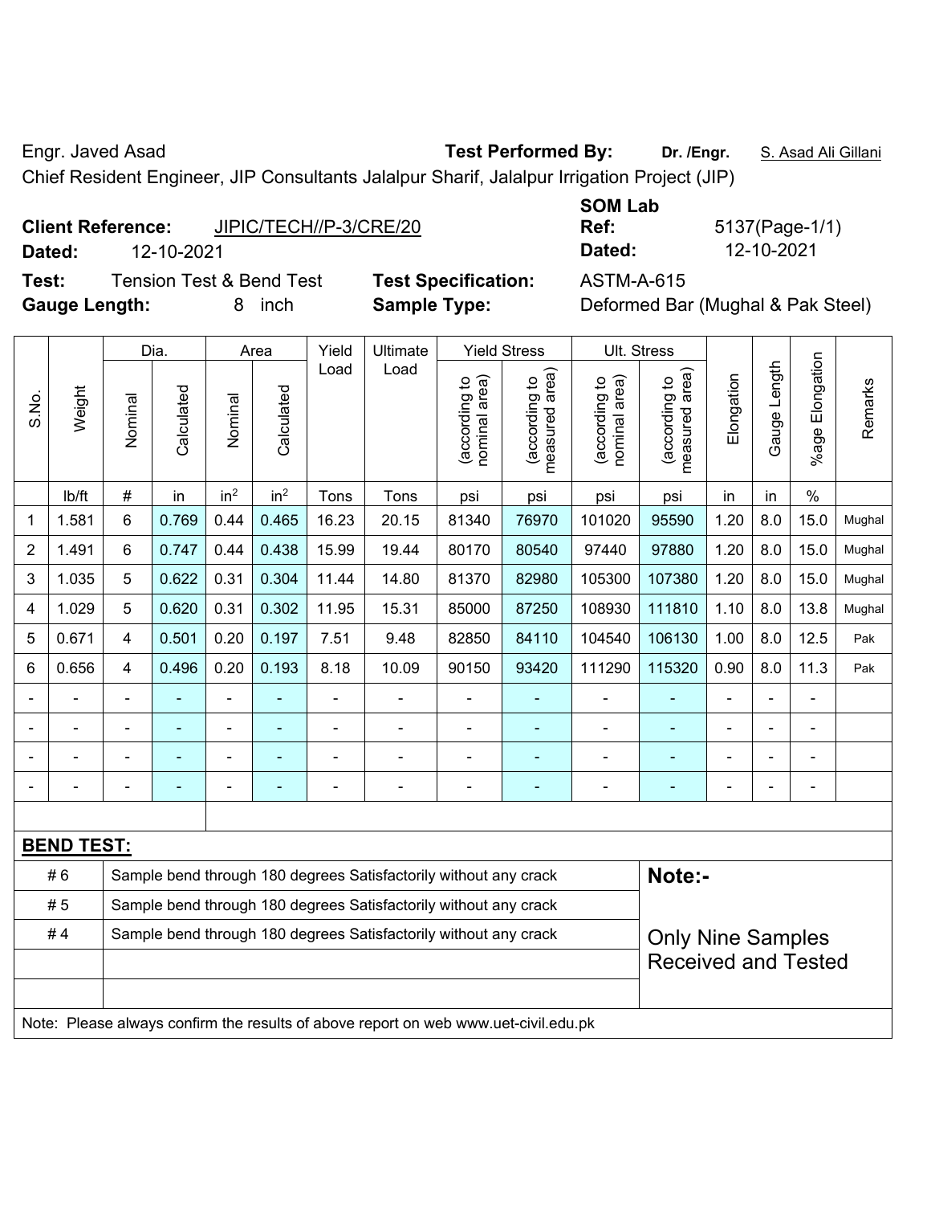Engr. Javed Asad **Test Performed By:** **Dr. /Engr.** S. Asad Ali Gillani

Chief Resident Engineer, JIP Consultants Jalalpur Sharif, Jalalpur Irrigation Project (JIP)

**Client Reference:** JIPIC/TECH//P-3/CRE/20

**Dated:** 12-10-2021

**SOM Lab Ref:** 5137(Page-1/1)

**Dated:** 12-10-2021

**Test:** Tension Test & Bend Test

**Test Specification:** ASTM-A-615

**Gauge Length:** 8 inch

**Sample Type:** Deformed Bar (Mughal & Pak Steel)

| S.No. | Weight | Dia. | | Area | | Yield Load | Ultimate Load | Yield Stress | | Ult. Stress | | Elongation | Gauge Length | %age Elongation | Remarks |
|---|---|---|---|---|---|---|---|---|---|---|---|---|---|---|---|
| | | Nominal | Calculated | Nominal | Calculated | | | (according to nominal area) | (according to measured area) | (according to nominal area) | (according to measured area) | | | | |
| | lb/ft | # | in | $in^2$ | $in^2$ | Tons | Tons | psi | psi | psi | psi | in | in | % | |
| 1 | 1.581 | 6 | 0.769 | 0.44 | 0.465 | 16.23 | 20.15 | 81340 | 76970 | 101020 | 95590 | 1.20 | 8.0 | 15.0 | Mughal |
| 2 | 1.491 | 6 | 0.747 | 0.44 | 0.438 | 15.99 | 19.44 | 80170 | 80540 | 97440 | 97880 | 1.20 | 8.0 | 15.0 | Mughal |
| 3 | 1.035 | 5 | 0.622 | 0.31 | 0.304 | 11.44 | 14.80 | 81370 | 82980 | 105300 | 107380 | 1.20 | 8.0 | 15.0 | Mughal |
| 4 | 1.029 | 5 | 0.620 | 0.31 | 0.302 | 11.95 | 15.31 | 85000 | 87250 | 108930 | 111810 | 1.10 | 8.0 | 13.8 | Mughal |
| 5 | 0.671 | 4 | 0.501 | 0.20 | 0.197 | 7.51 | 9.48 | 82850 | 84110 | 104540 | 106130 | 1.00 | 8.0 | 12.5 | Pak |
| 6 | 0.656 | 4 | 0.496 | 0.20 | 0.193 | 8.18 | 10.09 | 90150 | 93420 | 111290 | 115320 | 0.90 | 8.0 | 11.3 | Pak |
| - | - | - | - | - | - | - | - | - | - | - | - | - | - | - | |
| - | - | - | - | - | - | - | - | - | - | - | - | - | - | - | |
| - | - | - | - | - | - | - | - | - | - | - | - | - | - | - | |
| - | - | - | - | - | - | - | - | - | - | - | - | - | - | - | |

**BEND TEST:**

| | | |
|---|---|---|
| # 6 | Sample bend through 180 degrees Satisfactorily without any crack | **Note:-** |
| # 5 | Sample bend through 180 degrees Satisfactorily without any crack | |
| # 4 | Sample bend through 180 degrees Satisfactorily without any crack | Only Nine Samples Received and Tested |
| | | |
| | | |

Note: Please always confirm the results of above report on web www.uet-civil.edu.pk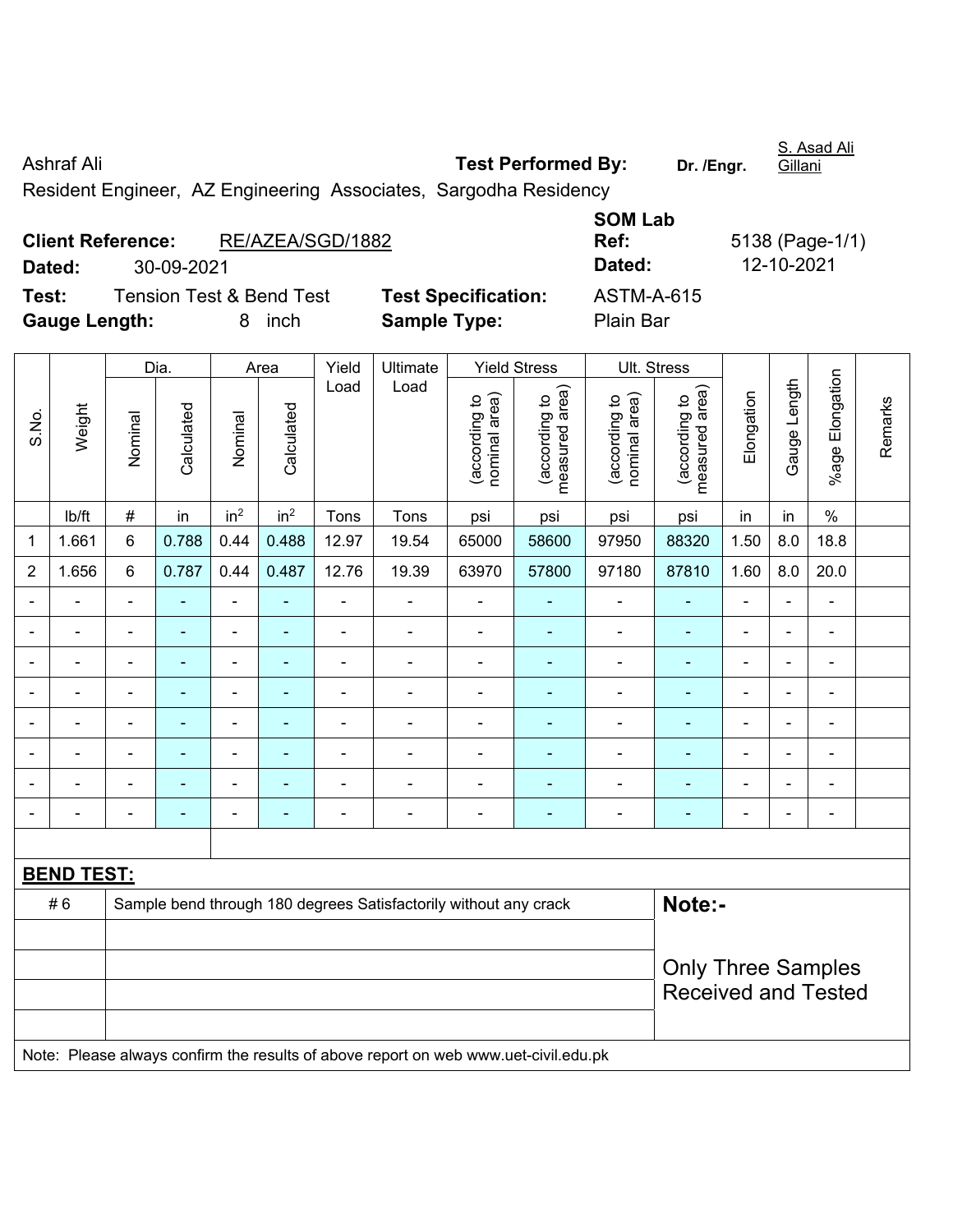Ashraf Ali

**Test Performed By:** **Dr. /Engr.** S. Asad Ali Gillani

Resident Engineer, AZ Engineering Associates, Sargodha Residency

**Client Reference:** RE/AZEA/SGD/1882

**Dated:** 30-09-2021

**SOM Lab Ref:** 5138 (Page-1/1)

**Dated:** 12-10-2021

**Test:** Tension Test & Bend Test

**Test Specification:** ASTM-A-615

**Gauge Length:** 8 inch

**Sample Type:** Plain Bar

| S.No. | Weight | Dia. | | Area | | Yield Load | Ultimate Load | Yield Stress | | Ult. Stress | | Elongation | Gauge Length | %age Elongation | Remarks |
|---|---|---|---|---|---|---|---|---|---|---|---|---|---|---|---|
| | | Nominal | Calculated | Nominal | Calculated | | | (according to nominal area) | (according to measured area) | (according to nominal area) | (according to measured area) | | | | |
| | lb/ft | # | in | $in^2$ | $in^2$ | Tons | Tons | psi | psi | psi | psi | in | in | % | |
| 1 | 1.661 | 6 | 0.788 | 0.44 | 0.488 | 12.97 | 19.54 | 65000 | 58600 | 97950 | 88320 | 1.50 | 8.0 | 18.8 | |
| 2 | 1.656 | 6 | 0.787 | 0.44 | 0.487 | 12.76 | 19.39 | 63970 | 57800 | 97180 | 87810 | 1.60 | 8.0 | 20.0 | |
| - | - | - | - | - | - | - | - | - | - | - | - | - | - | - | |
| - | - | - | - | - | - | - | - | - | - | - | - | - | - | - | |
| - | - | - | - | - | - | - | - | - | - | - | - | - | - | - | |
| - | - | - | - | - | - | - | - | - | - | - | - | - | - | - | |
| - | - | - | - | - | - | - | - | - | - | - | - | - | - | - | |
| - | - | - | - | - | - | - | - | - | - | - | - | - | - | - | |
| - | - | - | - | - | - | - | - | - | - | - | - | - | - | - | |
| - | - | - | - | - | - | - | - | - | - | - | - | - | - | - | |

**BEND TEST:**

| | | |
|---|---|---|
| # 6 | Sample bend through 180 degrees Satisfactorily without any crack | **Note:-** |
| | | Only Three Samples Received and Tested |

Note: Please always confirm the results of above report on web www.uet-civil.edu.pk